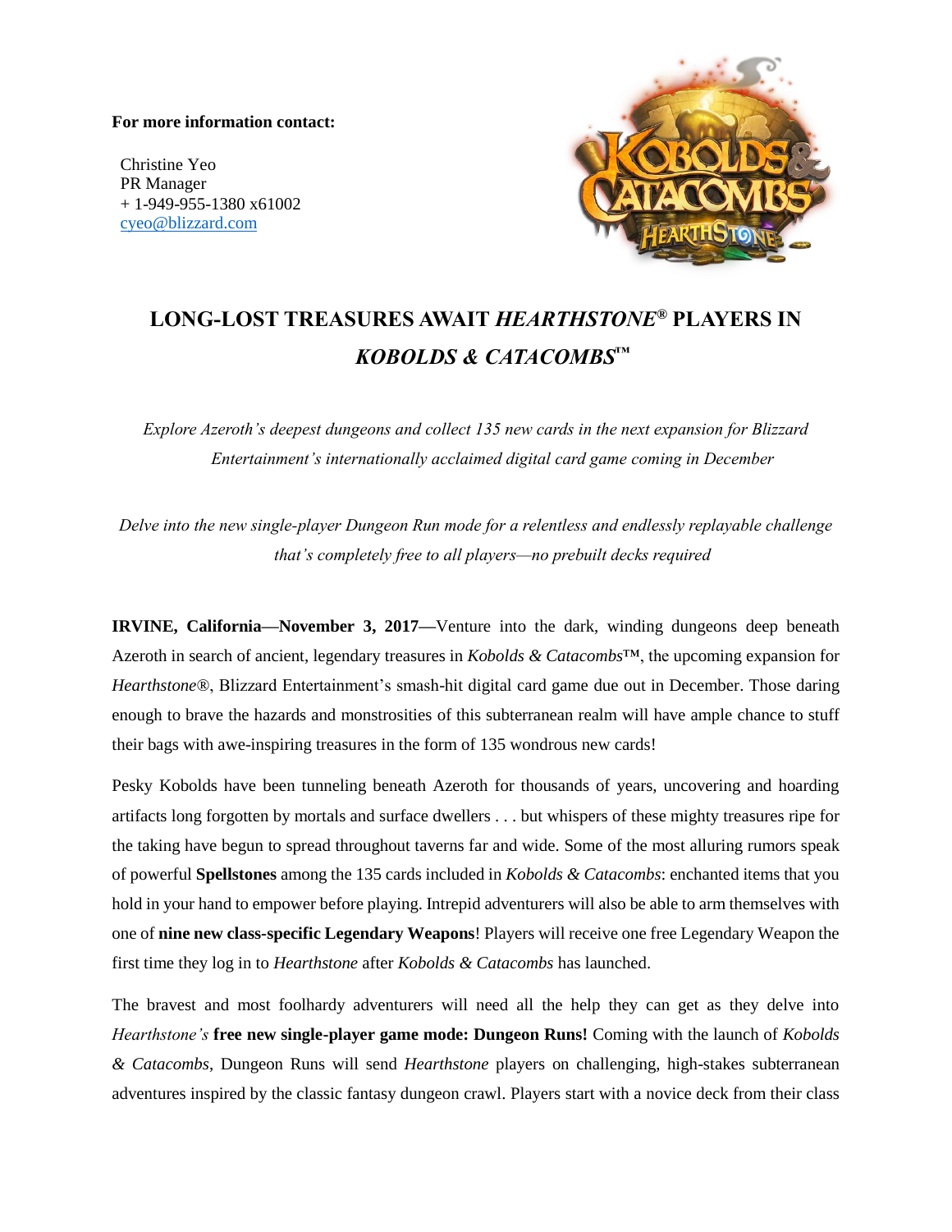**For more information contact:**

Christine Yeo
PR Manager
+ 1-949-955-1380 x61002
cyeo@blizzard.com

# LONG-LOST TREASURES AWAIT *HEARTHSTONE*® PLAYERS IN *KOBOLDS & CATACOMBS*™

*Explore Azeroth's deepest dungeons and collect 135 new cards in the next expansion for Blizzard Entertainment's internationally acclaimed digital card game coming in December*

*Delve into the new single-player Dungeon Run mode for a relentless and endlessly replayable challenge that's completely free to all players—no prebuilt decks required*

**IRVINE, California—November 3, 2017—**Venture into the dark, winding dungeons deep beneath Azeroth in search of ancient, legendary treasures in *Kobolds & Catacombs*™, the upcoming expansion for *Hearthstone*®, Blizzard Entertainment's smash-hit digital card game due out in December. Those daring enough to brave the hazards and monstrosities of this subterranean realm will have ample chance to stuff their bags with awe-inspiring treasures in the form of 135 wondrous new cards!

Pesky Kobolds have been tunneling beneath Azeroth for thousands of years, uncovering and hoarding artifacts long forgotten by mortals and surface dwellers . . . but whispers of these mighty treasures ripe for the taking have begun to spread throughout taverns far and wide. Some of the most alluring rumors speak of powerful **Spellstones** among the 135 cards included in *Kobolds & Catacombs*: enchanted items that you hold in your hand to empower before playing. Intrepid adventurers will also be able to arm themselves with one of **nine new class-specific Legendary Weapons**! Players will receive one free Legendary Weapon the first time they log in to *Hearthstone* after *Kobolds & Catacombs* has launched.

The bravest and most foolhardy adventurers will need all the help they can get as they delve into *Hearthstone's* **free new single-player game mode: Dungeon Runs!** Coming with the launch of *Kobolds & Catacombs*, Dungeon Runs will send *Hearthstone* players on challenging, high-stakes subterranean adventures inspired by the classic fantasy dungeon crawl. Players start with a novice deck from their class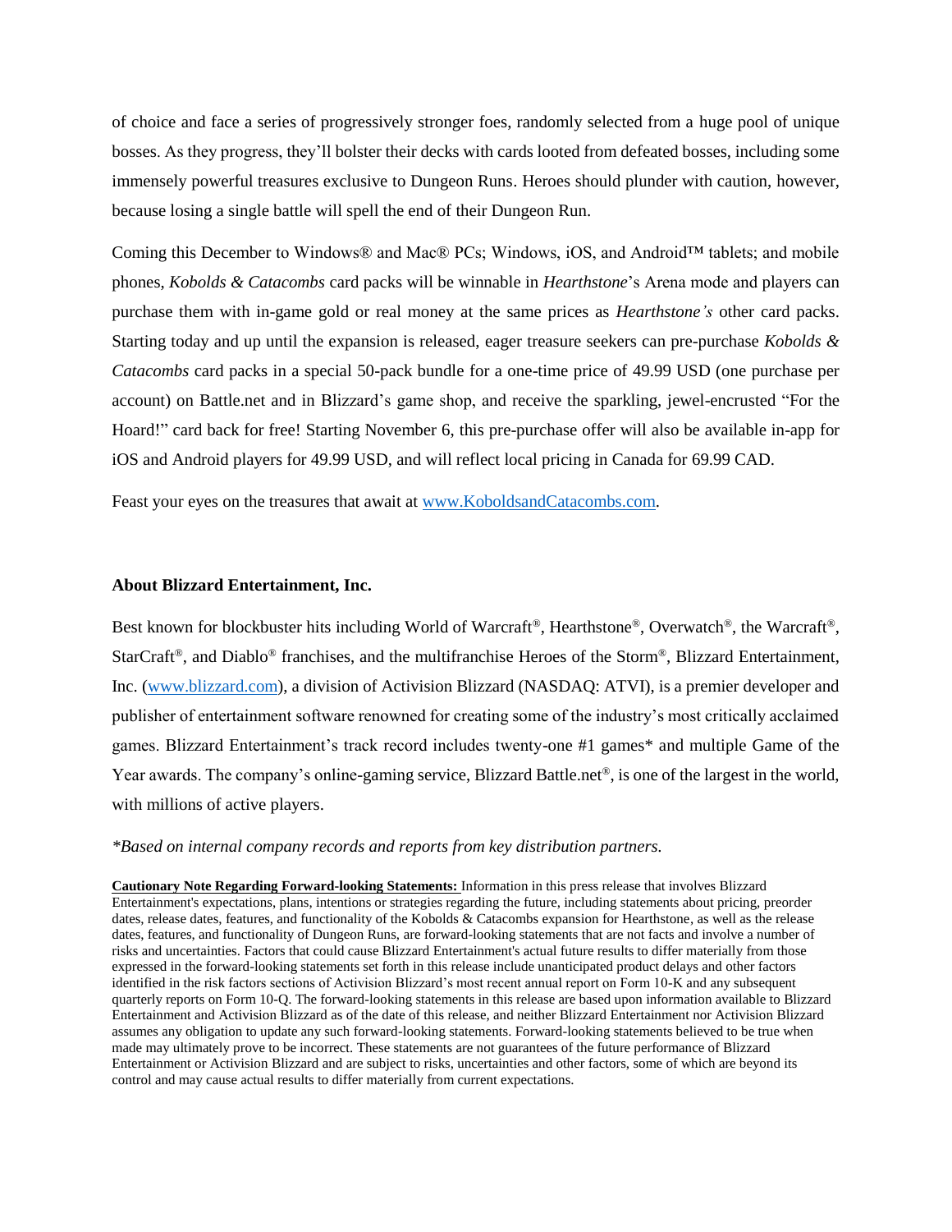of choice and face a series of progressively stronger foes, randomly selected from a huge pool of unique bosses. As they progress, they'll bolster their decks with cards looted from defeated bosses, including some immensely powerful treasures exclusive to Dungeon Runs. Heroes should plunder with caution, however, because losing a single battle will spell the end of their Dungeon Run.

Coming this December to Windows® and Mac® PCs; Windows, iOS, and Android™ tablets; and mobile phones, *Kobolds & Catacombs* card packs will be winnable in *Hearthstone*'s Arena mode and players can purchase them with in-game gold or real money at the same prices as *Hearthstone's* other card packs. Starting today and up until the expansion is released, eager treasure seekers can pre-purchase *Kobolds & Catacombs* card packs in a special 50-pack bundle for a one-time price of 49.99 USD (one purchase per account) on Battle.net and in Blizzard's game shop, and receive the sparkling, jewel-encrusted "For the Hoard!" card back for free! Starting November 6, this pre-purchase offer will also be available in-app for iOS and Android players for 49.99 USD, and will reflect local pricing in Canada for 69.99 CAD.

Feast your eyes on the treasures that await at [www.KoboldsandCatacombs.com](http://www.KoboldsandCatacombs.com).

**About Blizzard Entertainment, Inc.**

Best known for blockbuster hits including World of Warcraft®, Hearthstone®, Overwatch®, the Warcraft®, StarCraft®, and Diablo® franchises, and the multifranchise Heroes of the Storm®, Blizzard Entertainment, Inc. ([www.blizzard.com](http://www.blizzard.com)), a division of Activision Blizzard (NASDAQ: ATVI), is a premier developer and publisher of entertainment software renowned for creating some of the industry's most critically acclaimed games. Blizzard Entertainment's track record includes twenty-one #1 games* and multiple Game of the Year awards. The company's online-gaming service, Blizzard Battle.net®, is one of the largest in the world, with millions of active players.

*\*Based on internal company records and reports from key distribution partners.*

**Cautionary Note Regarding Forward-looking Statements:** Information in this press release that involves Blizzard Entertainment's expectations, plans, intentions or strategies regarding the future, including statements about pricing, preorder dates, release dates, features, and functionality of the Kobolds & Catacombs expansion for Hearthstone, as well as the release dates, features, and functionality of Dungeon Runs, are forward-looking statements that are not facts and involve a number of risks and uncertainties. Factors that could cause Blizzard Entertainment's actual future results to differ materially from those expressed in the forward-looking statements set forth in this release include unanticipated product delays and other factors identified in the risk factors sections of Activision Blizzard's most recent annual report on Form 10-K and any subsequent quarterly reports on Form 10-Q. The forward-looking statements in this release are based upon information available to Blizzard Entertainment and Activision Blizzard as of the date of this release, and neither Blizzard Entertainment nor Activision Blizzard assumes any obligation to update any such forward-looking statements. Forward-looking statements believed to be true when made may ultimately prove to be incorrect. These statements are not guarantees of the future performance of Blizzard Entertainment or Activision Blizzard and are subject to risks, uncertainties and other factors, some of which are beyond its control and may cause actual results to differ materially from current expectations.